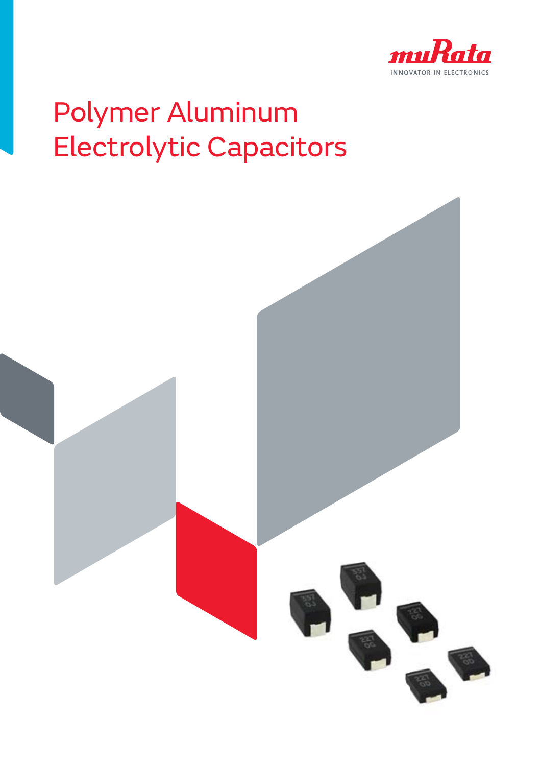muRata

INNOVATOR IN ELECTRONICS

# Polymer Aluminum Electrolytic Capacitors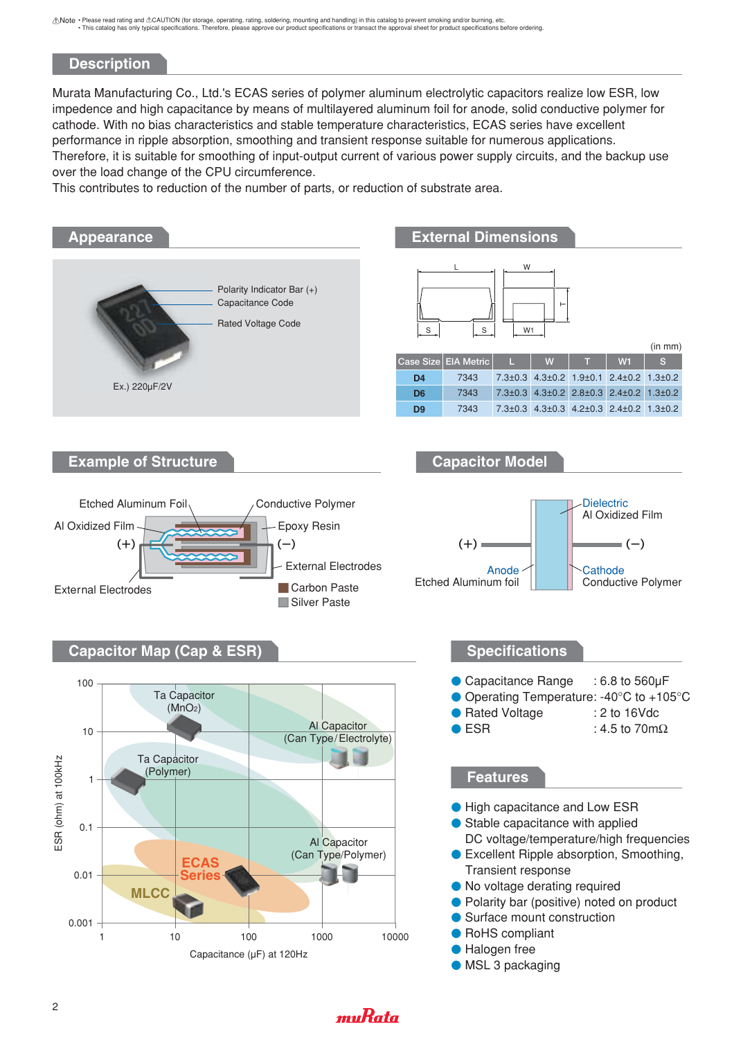⚠Note • Please read rating and ⚠CAUTION (for storage, operating, rating, soldering, mounting and handling) in this catalog to prevent smoking and/or burning, etc.
• This catalog has only typical specifications. Therefore, please approve our product specifications or transact the approval sheet for product specifications before ordering.

## Description

Murata Manufacturing Co., Ltd.'s ECAS series of polymer aluminum electrolytic capacitors realize low ESR, low impedence and high capacitance by means of multilayered aluminum foil for anode, solid conductive polymer for cathode. With no bias characteristics and stable temperature characteristics, ECAS series have excellent performance in ripple absorption, smoothing and transient response suitable for numerous applications.
Therefore, it is suitable for smoothing of input-output current of various power supply circuits, and the backup use over the load change of the CPU circumference.
This contributes to reduction of the number of parts, or reduction of substrate area.

## Appearance

Polarity Indicator Bar (+)
Capacitance Code
Rated Voltage Code

Ex.) 220μF/2V

## External Dimensions

(in mm)

| Case Size | EIA Metric | L | W | T | W1 | S |
|---|---|---|---|---|---|---|
| D4 | 7343 | 7.3±0.3 | 4.3±0.2 | 1.9±0.1 | 2.4±0.2 | 1.3±0.2 |
| D6 | 7343 | 7.3±0.3 | 4.3±0.2 | 2.8±0.3 | 2.4±0.2 | 1.3±0.2 |
| D9 | 7343 | 7.3±0.3 | 4.3±0.3 | 4.2±0.3 | 2.4±0.2 | 1.3±0.2 |

## Example of Structure

Etched Aluminum Foil, Conductive Polymer, Al Oxidized Film, Epoxy Resin, (+), (−), External Electrodes, External Electrodes, Carbon Paste, Silver Paste

## Capacitor Model

(+), (−), Dielectric Al Oxidized Film, Anode Etched Aluminum foil, Cathode Conductive Polymer

## Capacitor Map (Cap & ESR)

ESR (ohm) at 100kHz: 100, 10, 1, 0.1, 0.01, 0.001
Capacitance (μF) at 120Hz: 1, 10, 100, 1000, 10000

Ta Capacitor (MnO2); Al Capacitor (Can Type/Electrolyte); Ta Capacitor (Polymer); Al Capacitor (Can Type/Polymer); ECAS Series; MLCC

## Specifications

- Capacitance Range : 6.8 to 560μF
- Operating Temperature: -40°C to +105°C
- Rated Voltage : 2 to 16Vdc
- ESR : 4.5 to 70mΩ

## Features

- High capacitance and Low ESR
- Stable capacitance with applied DC voltage/temperature/high frequencies
- Excellent Ripple absorption, Smoothing, Transient response
- No voltage derating required
- Polarity bar (positive) noted on product
- Surface mount construction
- RoHS compliant
- Halogen free
- MSL 3 packaging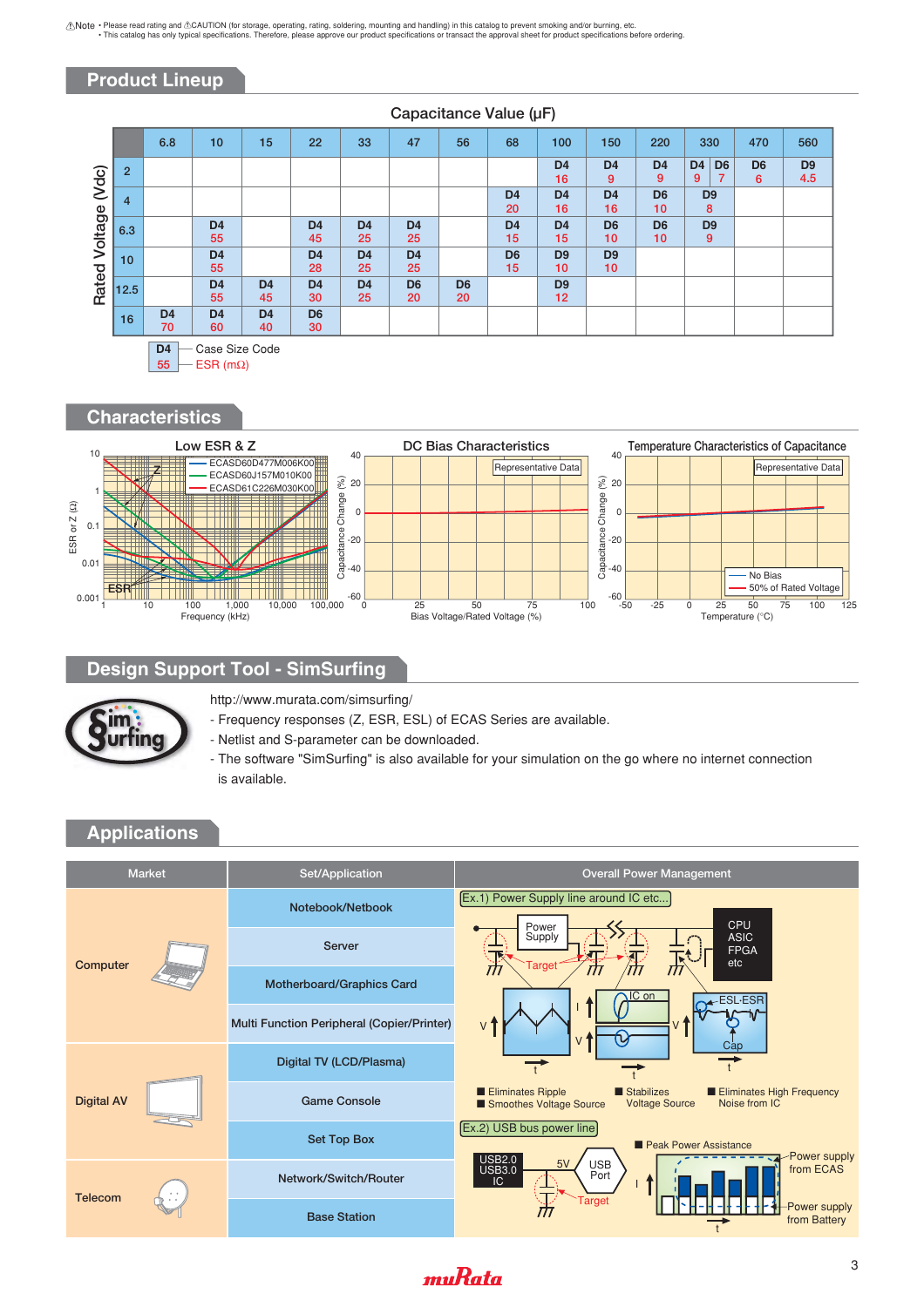⚠Note • Please read rating and ⚠CAUTION (for storage, operating, rating, soldering, mounting and handling) in this catalog to prevent smoking and/or burning, etc.
• This catalog has only typical specifications. Therefore, please approve our product specifications or transact the approval sheet for product specifications before ordering.

## Product Lineup

Capacitance Value (μF)

| Rated Voltage (Vdc) | 6.8 | 10 | 15 | 22 | 33 | 47 | 56 | 68 | 100 | 150 | 220 | 330 | 470 | 560 |
|---|---|---|---|---|---|---|---|---|---|---|---|---|---|---|
| 2 | | | | | | | | | D4 16 | D4 9 | D4 9 | D4 9 / D6 7 | D6 6 | D9 4.5 |
| 4 | | | | | | | | D4 20 | D4 16 | D4 16 | D6 10 | D9 8 | | |
| 6.3 | | D4 55 | | D4 45 | D4 25 | D4 25 | | D4 15 | D4 15 | D6 10 | D6 10 | D9 9 | | |
| 10 | | D4 55 | | D4 28 | D4 25 | D4 25 | | D6 15 | D9 10 | D9 10 | | | | |
| 12.5 | | D4 55 | D4 45 | D4 30 | D4 25 | D6 20 | D6 20 | | D9 12 | | | | | |
| 16 | D4 70 | D4 60 | D4 40 | D6 30 | | | | | | | | | | |

D4 — Case Size Code
55 — ESR (mΩ)

## Characteristics

Low ESR & Z — ECASD60D477M006K00, ECASD60J157M010K00, ECASD61C226M030K00 (ESR or Z (Ω) vs. Frequency (kHz))

DC Bias Characteristics — Representative Data (Capacitance Change (%) vs. Bias Voltage/Rated Voltage (%))

Temperature Characteristics of Capacitance — Representative Data; No Bias, 50% of Rated Voltage (Capacitance Change (%) vs. Temperature (°C))

## Design Support Tool - SimSurfing

http://www.murata.com/simsurfing/
- Frequency responses (Z, ESR, ESL) of ECAS Series are available.
- Netlist and S-parameter can be downloaded.
- The software "SimSurfing" is also available for your simulation on the go where no internet connection is available.

## Applications

| Market | Set/Application |
|---|---|
| Computer | Notebook/Netbook |
| | Server |
| | Motherboard/Graphics Card |
| | Multi Function Peripheral (Copier/Printer) |
| Digital AV | Digital TV (LCD/Plasma) |
| | Game Console |
| | Set Top Box |
| Telecom | Network/Switch/Router |
| | Base Station |

**Overall Power Management**

Ex.1) Power Supply line around IC etc...
(Power Supply — Target — CPU ASIC FPGA etc)
- Eliminates Ripple
- Smoothes Voltage Source
- Stabilizes Voltage Source
- Eliminates High Frequency Noise from IC

Ex.2) USB bus power line
(USB2.0 USB3.0 IC — 5V — USB Port — Target)
- Peak Power Assistance (Power supply from ECAS / Power supply from Battery)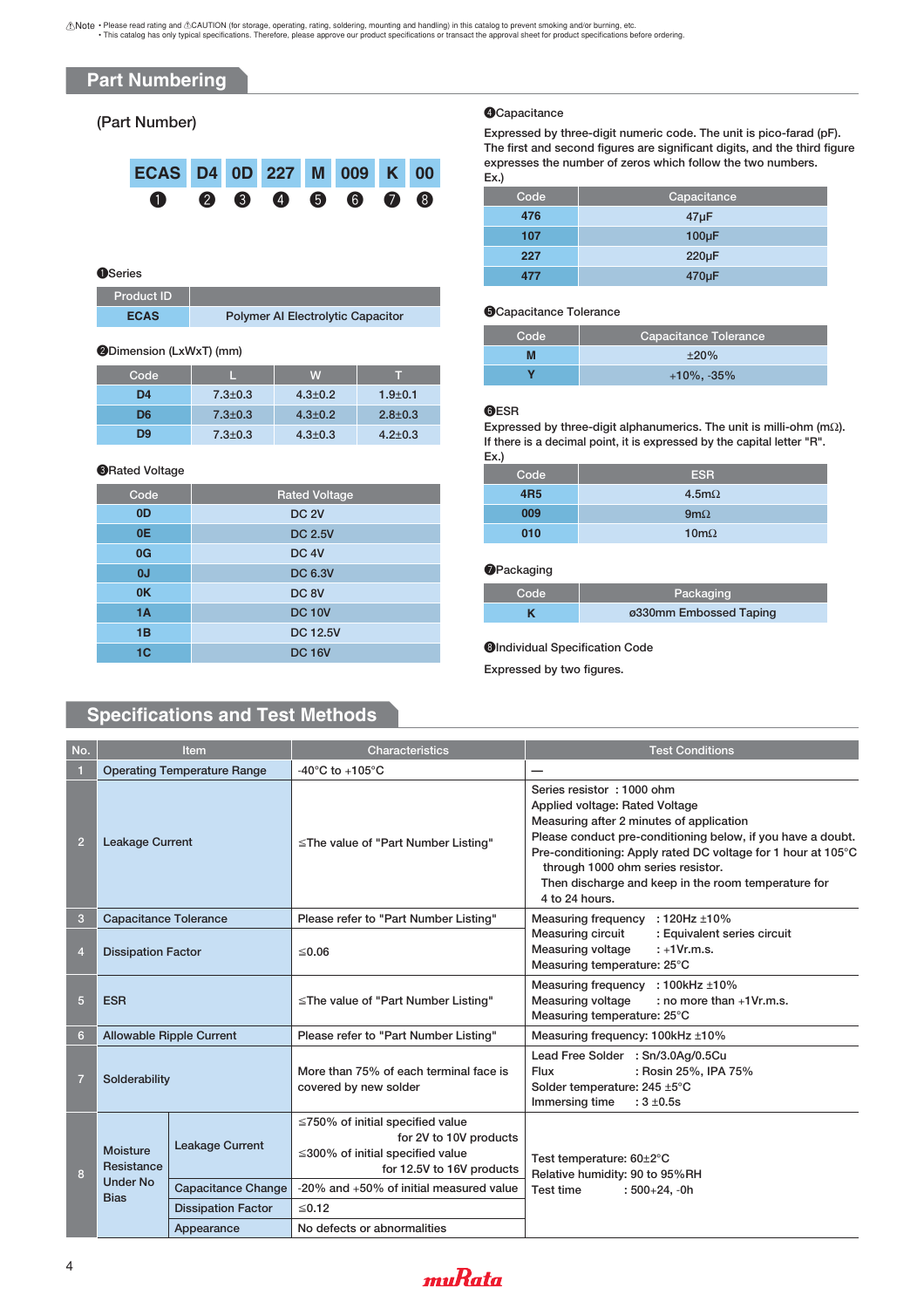⚠Note • Please read rating and ⚠CAUTION (for storage, operating, rating, soldering, mounting and handling) in this catalog to prevent smoking and/or burning, etc.
• This catalog has only typical specifications. Therefore, please approve our product specifications or transact the approval sheet for product specifications before ordering.

## Part Numbering

(Part Number)

| ECAS | D4 | 0D | 227 | M | 009 | K | 00 |
|---|---|---|---|---|---|---|---|
| ❶ | ❷ | ❸ | ❹ | ❺ | ❻ | ❼ | ❽ |

❶Series

| Product ID | |
|---|---|
| ECAS | Polymer Al Electrolytic Capacitor |

❷Dimension (LxWxT) (mm)

| Code | L | W | T |
|---|---|---|---|
| D4 | 7.3±0.3 | 4.3±0.2 | 1.9±0.1 |
| D6 | 7.3±0.3 | 4.3±0.2 | 2.8±0.3 |
| D9 | 7.3±0.3 | 4.3±0.3 | 4.2±0.3 |

❸Rated Voltage

| Code | Rated Voltage |
|---|---|
| 0D | DC 2V |
| 0E | DC 2.5V |
| 0G | DC 4V |
| 0J | DC 6.3V |
| 0K | DC 8V |
| 1A | DC 10V |
| 1B | DC 12.5V |
| 1C | DC 16V |

❹Capacitance

Expressed by three-digit numeric code. The unit is pico-farad (pF).
The first and second figures are significant digits, and the third figure expresses the number of zeros which follow the two numbers.
Ex.)

| Code | Capacitance |
|---|---|
| 476 | 47μF |
| 107 | 100μF |
| 227 | 220μF |
| 477 | 470μF |

❺Capacitance Tolerance

| Code | Capacitance Tolerance |
|---|---|
| M | ±20% |
| Y | +10%, -35% |

❻ESR

Expressed by three-digit alphanumerics. The unit is milli-ohm (mΩ).
If there is a decimal point, it is expressed by the capital letter "R".
Ex.)

| Code | ESR |
|---|---|
| 4R5 | 4.5mΩ |
| 009 | 9mΩ |
| 010 | 10mΩ |

❼Packaging

| Code | Packaging |
|---|---|
| K | ø330mm Embossed Taping |

❽Individual Specification Code

Expressed by two figures.

## Specifications and Test Methods

| No. | Item | | Characteristics | Test Conditions |
|---|---|---|---|---|
| 1 | Operating Temperature Range | | -40°C to +105°C | — |
| 2 | Leakage Current | | ≤The value of "Part Number Listing" | Series resistor : 1000 ohm<br>Applied voltage: Rated Voltage<br>Measuring after 2 minutes of application<br>Please conduct pre-conditioning below, if you have a doubt.<br>Pre-conditioning: Apply rated DC voltage for 1 hour at 105°C through 1000 ohm series resistor.<br>Then discharge and keep in the room temperature for 4 to 24 hours. |
| 3 | Capacitance Tolerance | | Please refer to "Part Number Listing" | Measuring frequency : 120Hz ±10%<br>Measuring circuit : Equivalent series circuit<br>Measuring voltage : +1Vr.m.s.<br>Measuring temperature: 25°C |
| 4 | Dissipation Factor | | ≤0.06 | |
| 5 | ESR | | ≤The value of "Part Number Listing" | Measuring frequency : 100kHz ±10%<br>Measuring voltage : no more than +1Vr.m.s.<br>Measuring temperature: 25°C |
| 6 | Allowable Ripple Current | | Please refer to "Part Number Listing" | Measuring frequency: 100kHz ±10% |
| 7 | Solderability | | More than 75% of each terminal face is covered by new solder | Lead Free Solder : Sn/3.0Ag/0.5Cu<br>Flux : Rosin 25%, IPA 75%<br>Solder temperature: 245 ±5°C<br>Immersing time : 3 ±0.5s |
| 8 | Moisture Resistance Under No Bias | Leakage Current | ≤750% of initial specified value for 2V to 10V products<br>≤300% of initial specified value for 12.5V to 16V products | Test temperature: 60±2°C<br>Relative humidity: 90 to 95%RH<br>Test time : 500+24, -0h |
| | | Capacitance Change | -20% and +50% of initial measured value | |
| | | Dissipation Factor | ≤0.12 | |
| | | Appearance | No defects or abnormalities | |

muRata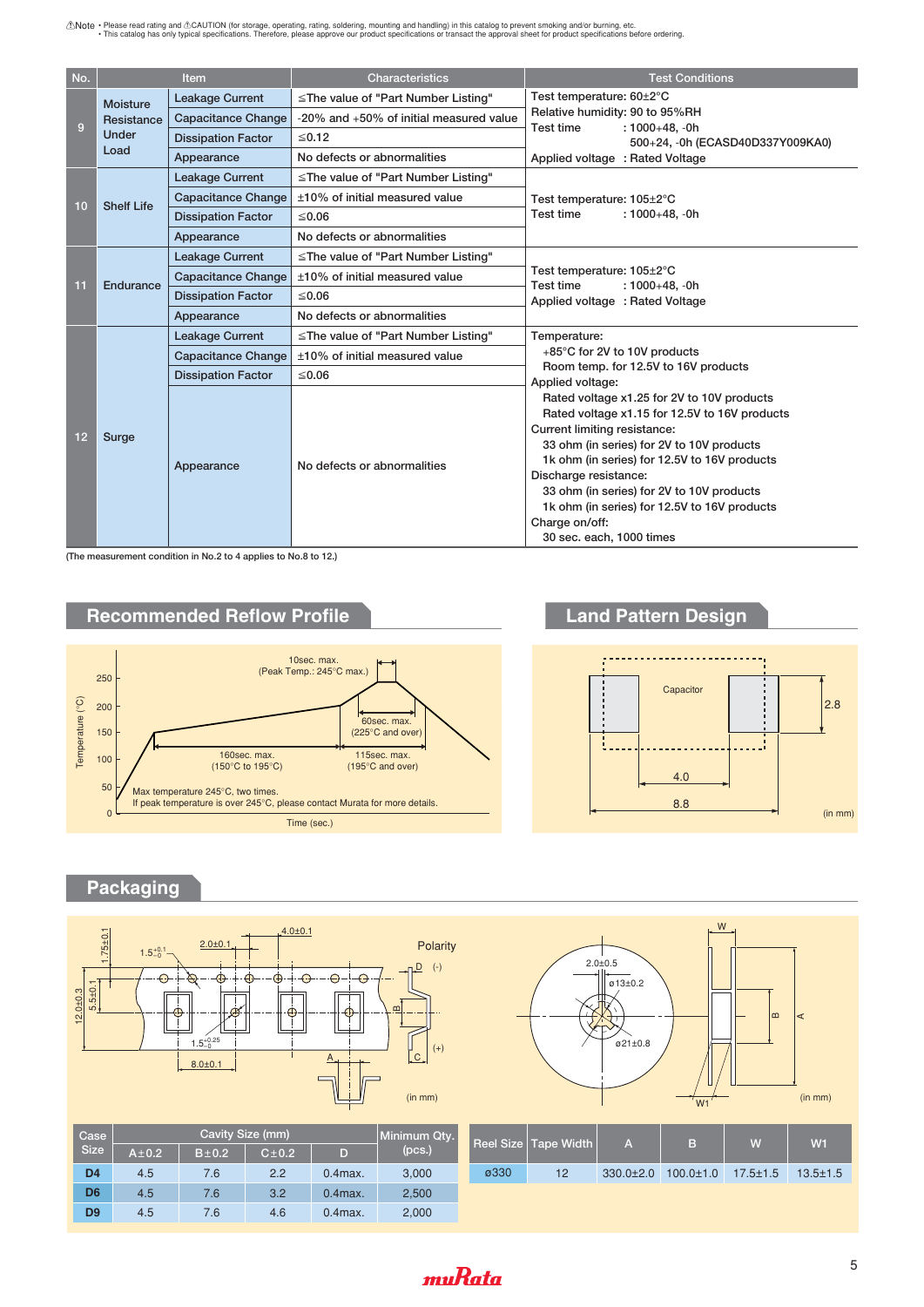⚠Note • Please read rating and ⚠CAUTION (for storage, operating, rating, soldering, mounting and handling) in this catalog to prevent smoking and/or burning, etc.
• This catalog has only typical specifications. Therefore, please approve our product specifications or transact the approval sheet for product specifications before ordering.

| No. | Item | | Characteristics | Test Conditions |
|---|---|---|---|---|
| 9 | Moisture Resistance Under Load | Leakage Current | ≦The value of "Part Number Listing" | Test temperature: 60±2°C<br>Relative humidity: 90 to 95%RH<br>Test time : 1000+48, -0h<br>500+24, -0h (ECASD40D337Y009KA0)<br>Applied voltage : Rated Voltage |
| | | Capacitance Change | -20% and +50% of initial measured value | |
| | | Dissipation Factor | ≦0.12 | |
| | | Appearance | No defects or abnormalities | |
| 10 | Shelf Life | Leakage Current | ≦The value of "Part Number Listing" | Test temperature: 105±2°C<br>Test time : 1000+48, -0h |
| | | Capacitance Change | ±10% of initial measured value | |
| | | Dissipation Factor | ≦0.06 | |
| | | Appearance | No defects or abnormalities | |
| 11 | Endurance | Leakage Current | ≦The value of "Part Number Listing" | Test temperature: 105±2°C<br>Test time : 1000+48, -0h<br>Applied voltage : Rated Voltage |
| | | Capacitance Change | ±10% of initial measured value | |
| | | Dissipation Factor | ≦0.06 | |
| | | Appearance | No defects or abnormalities | |
| 12 | Surge | Leakage Current | ≦The value of "Part Number Listing" | Temperature:<br>+85°C for 2V to 10V products<br>Room temp. for 12.5V to 16V products<br>Applied voltage:<br>Rated voltage x1.25 for 2V to 10V products<br>Rated voltage x1.15 for 12.5V to 16V products<br>Current limiting resistance:<br>33 ohm (in series) for 2V to 10V products<br>1k ohm (in series) for 12.5V to 16V products<br>Discharge resistance:<br>33 ohm (in series) for 2V to 10V products<br>1k ohm (in series) for 12.5V to 16V products<br>Charge on/off:<br>30 sec. each, 1000 times |
| | | Capacitance Change | ±10% of initial measured value | |
| | | Dissipation Factor | ≦0.06 | |
| | | Appearance | No defects or abnormalities | |

(The measurement condition in No.2 to 4 applies to No.8 to 12.)

## Recommended Reflow Profile

Temperature (°C): 0, 50, 100, 150, 200, 250

10sec. max. (Peak Temp.: 245°C max.)
60sec. max. (225°C and over)
160sec. max. (150°C to 195°C)
115sec. max. (195°C and over)
Max temperature 245°C, two times.
If peak temperature is over 245°C, please contact Murata for more details.

Time (sec.)

## Land Pattern Design

Capacitor
2.8
4.0
8.8
(in mm)

## Packaging

1.75±0.1, 2.0±0.1, 4.0±0.1, 1.5 +0.1/-0, 12.0±0.3, 5.5±0.1, 1.5 +0.25/-0, 8.0±0.1, A, B, C, D
Polarity (-) (+)
(in mm)

2.0±0.5, ø13±0.2, ø21±0.8, W, W1, A, B
(in mm)

| Case Size | Cavity Size (mm) | | | | Minimum Qty. (pcs.) |
|---|---|---|---|---|---|
| | A±0.2 | B±0.2 | C±0.2 | D | |
| D4 | 4.5 | 7.6 | 2.2 | 0.4max. | 3,000 |
| D6 | 4.5 | 7.6 | 3.2 | 0.4max. | 2,500 |
| D9 | 4.5 | 7.6 | 4.6 | 0.4max. | 2,000 |

| Reel Size | Tape Width | A | B | W | W1 |
|---|---|---|---|---|---|
| ø330 | 12 | 330.0±2.0 | 100.0±1.0 | 17.5±1.5 | 13.5±1.5 |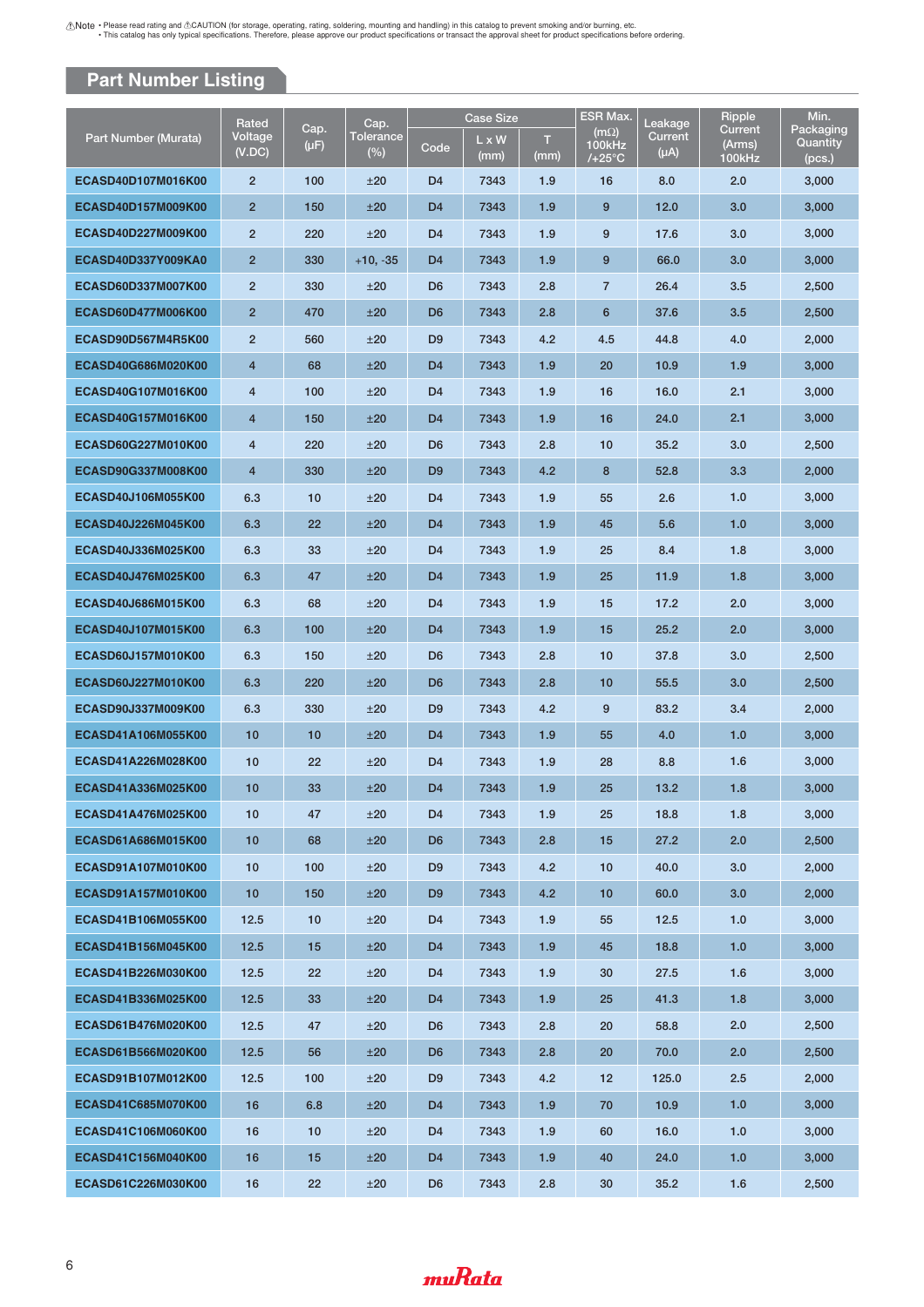⚠Note • Please read rating and ⚠CAUTION (for storage, operating, rating, soldering, mounting and handling) in this catalog to prevent smoking and/or burning, etc.
• This catalog has only typical specifications. Therefore, please approve our product specifications or transact the approval sheet for product specifications before ordering.

## Part Number Listing

| Part Number (Murata) | Rated Voltage (V.DC) | Cap. (μF) | Cap. Tolerance (%) | Case Size | | | ESR Max. (mΩ) 100kHz /+25°C | Leakage Current (μA) | Ripple Current (Arms) 100kHz | Min. Packaging Quantity (pcs.) |
|---|---|---|---|---|---|---|---|---|---|---|
| | | | | Code | L x W (mm) | T (mm) | | | | |
| ECASD40D107M016K00 | 2 | 100 | ±20 | D4 | 7343 | 1.9 | 16 | 8.0 | 2.0 | 3,000 |
| ECASD40D157M009K00 | 2 | 150 | ±20 | D4 | 7343 | 1.9 | 9 | 12.0 | 3.0 | 3,000 |
| ECASD40D227M009K00 | 2 | 220 | ±20 | D4 | 7343 | 1.9 | 9 | 17.6 | 3.0 | 3,000 |
| ECASD40D337Y009KA0 | 2 | 330 | +10, -35 | D4 | 7343 | 1.9 | 9 | 66.0 | 3.0 | 3,000 |
| ECASD60D337M007K00 | 2 | 330 | ±20 | D6 | 7343 | 2.8 | 7 | 26.4 | 3.5 | 2,500 |
| ECASD60D477M006K00 | 2 | 470 | ±20 | D6 | 7343 | 2.8 | 6 | 37.6 | 3.5 | 2,500 |
| ECASD90D567M4R5K00 | 2 | 560 | ±20 | D9 | 7343 | 4.2 | 4.5 | 44.8 | 4.0 | 2,000 |
| ECASD40G686M020K00 | 4 | 68 | ±20 | D4 | 7343 | 1.9 | 20 | 10.9 | 1.9 | 3,000 |
| ECASD40G107M016K00 | 4 | 100 | ±20 | D4 | 7343 | 1.9 | 16 | 16.0 | 2.1 | 3,000 |
| ECASD40G157M016K00 | 4 | 150 | ±20 | D4 | 7343 | 1.9 | 16 | 24.0 | 2.1 | 3,000 |
| ECASD60G227M010K00 | 4 | 220 | ±20 | D6 | 7343 | 2.8 | 10 | 35.2 | 3.0 | 2,500 |
| ECASD90G337M008K00 | 4 | 330 | ±20 | D9 | 7343 | 4.2 | 8 | 52.8 | 3.3 | 2,000 |
| ECASD40J106M055K00 | 6.3 | 10 | ±20 | D4 | 7343 | 1.9 | 55 | 2.6 | 1.0 | 3,000 |
| ECASD40J226M045K00 | 6.3 | 22 | ±20 | D4 | 7343 | 1.9 | 45 | 5.6 | 1.0 | 3,000 |
| ECASD40J336M025K00 | 6.3 | 33 | ±20 | D4 | 7343 | 1.9 | 25 | 8.4 | 1.8 | 3,000 |
| ECASD40J476M025K00 | 6.3 | 47 | ±20 | D4 | 7343 | 1.9 | 25 | 11.9 | 1.8 | 3,000 |
| ECASD40J686M015K00 | 6.3 | 68 | ±20 | D4 | 7343 | 1.9 | 15 | 17.2 | 2.0 | 3,000 |
| ECASD40J107M015K00 | 6.3 | 100 | ±20 | D4 | 7343 | 1.9 | 15 | 25.2 | 2.0 | 3,000 |
| ECASD60J157M010K00 | 6.3 | 150 | ±20 | D6 | 7343 | 2.8 | 10 | 37.8 | 3.0 | 2,500 |
| ECASD60J227M010K00 | 6.3 | 220 | ±20 | D6 | 7343 | 2.8 | 10 | 55.5 | 3.0 | 2,500 |
| ECASD90J337M009K00 | 6.3 | 330 | ±20 | D9 | 7343 | 4.2 | 9 | 83.2 | 3.4 | 2,000 |
| ECASD41A106M055K00 | 10 | 10 | ±20 | D4 | 7343 | 1.9 | 55 | 4.0 | 1.0 | 3,000 |
| ECASD41A226M028K00 | 10 | 22 | ±20 | D4 | 7343 | 1.9 | 28 | 8.8 | 1.6 | 3,000 |
| ECASD41A336M025K00 | 10 | 33 | ±20 | D4 | 7343 | 1.9 | 25 | 13.2 | 1.8 | 3,000 |
| ECASD41A476M025K00 | 10 | 47 | ±20 | D4 | 7343 | 1.9 | 25 | 18.8 | 1.8 | 3,000 |
| ECASD61A686M015K00 | 10 | 68 | ±20 | D6 | 7343 | 2.8 | 15 | 27.2 | 2.0 | 2,500 |
| ECASD91A107M010K00 | 10 | 100 | ±20 | D9 | 7343 | 4.2 | 10 | 40.0 | 3.0 | 2,000 |
| ECASD91A157M010K00 | 10 | 150 | ±20 | D9 | 7343 | 4.2 | 10 | 60.0 | 3.0 | 2,000 |
| ECASD41B106M055K00 | 12.5 | 10 | ±20 | D4 | 7343 | 1.9 | 55 | 12.5 | 1.0 | 3,000 |
| ECASD41B156M045K00 | 12.5 | 15 | ±20 | D4 | 7343 | 1.9 | 45 | 18.8 | 1.0 | 3,000 |
| ECASD41B226M030K00 | 12.5 | 22 | ±20 | D4 | 7343 | 1.9 | 30 | 27.5 | 1.6 | 3,000 |
| ECASD41B336M025K00 | 12.5 | 33 | ±20 | D4 | 7343 | 1.9 | 25 | 41.3 | 1.8 | 3,000 |
| ECASD61B476M020K00 | 12.5 | 47 | ±20 | D6 | 7343 | 2.8 | 20 | 58.8 | 2.0 | 2,500 |
| ECASD61B566M020K00 | 12.5 | 56 | ±20 | D6 | 7343 | 2.8 | 20 | 70.0 | 2.0 | 2,500 |
| ECASD91B107M012K00 | 12.5 | 100 | ±20 | D9 | 7343 | 4.2 | 12 | 125.0 | 2.5 | 2,000 |
| ECASD41C685M070K00 | 16 | 6.8 | ±20 | D4 | 7343 | 1.9 | 70 | 10.9 | 1.0 | 3,000 |
| ECASD41C106M060K00 | 16 | 10 | ±20 | D4 | 7343 | 1.9 | 60 | 16.0 | 1.0 | 3,000 |
| ECASD41C156M040K00 | 16 | 15 | ±20 | D4 | 7343 | 1.9 | 40 | 24.0 | 1.0 | 3,000 |
| ECASD61C226M030K00 | 16 | 22 | ±20 | D6 | 7343 | 2.8 | 30 | 35.2 | 1.6 | 2,500 |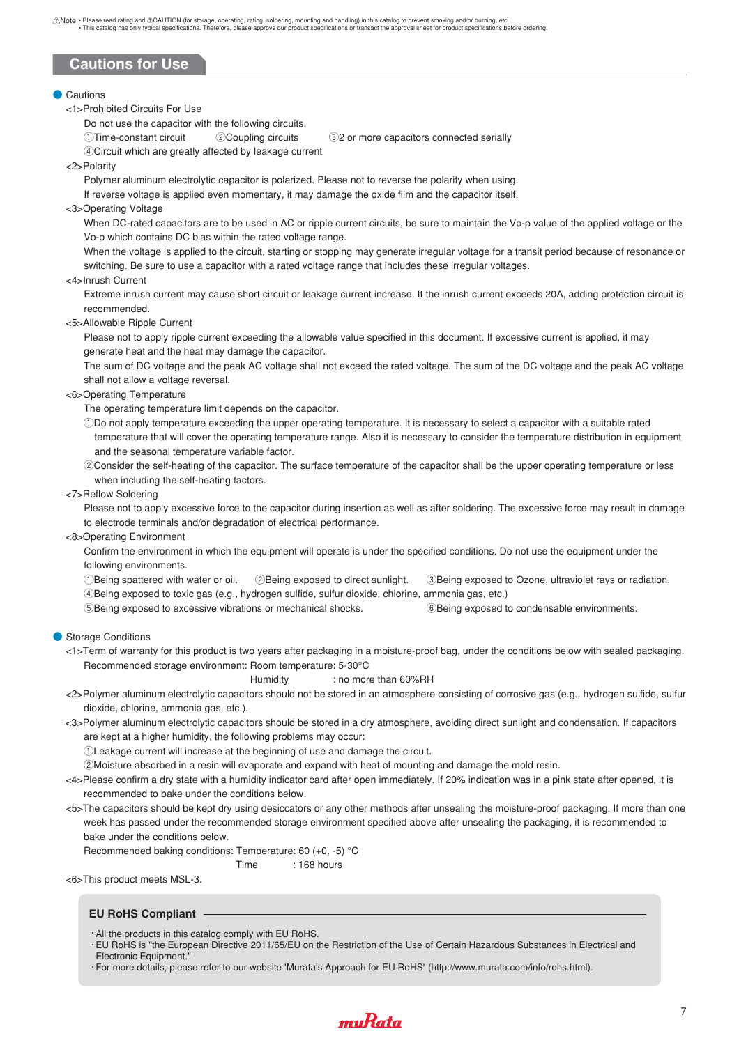⚠Note • Please read rating and ⚠CAUTION (for storage, operating, rating, soldering, mounting and handling) in this catalog to prevent smoking and/or burning, etc.
• This catalog has only typical specifications. Therefore, please approve our product specifications or transact the approval sheet for product specifications before ordering.

# Cautions for Use

## Cautions

<1>Prohibited Circuits For Use

Do not use the capacitor with the following circuits.
①Time-constant circuit ②Coupling circuits ③2 or more capacitors connected serially
④Circuit which are greatly affected by leakage current

<2>Polarity

Polymer aluminum electrolytic capacitor is polarized. Please not to reverse the polarity when using.
If reverse voltage is applied even momentary, it may damage the oxide film and the capacitor itself.

<3>Operating Voltage

When DC-rated capacitors are to be used in AC or ripple current circuits, be sure to maintain the Vp-p value of the applied voltage or the Vo-p which contains DC bias within the rated voltage range.
When the voltage is applied to the circuit, starting or stopping may generate irregular voltage for a transit period because of resonance or switching. Be sure to use a capacitor with a rated voltage range that includes these irregular voltages.

<4>Inrush Current

Extreme inrush current may cause short circuit or leakage current increase. If the inrush current exceeds 20A, adding protection circuit is recommended.

<5>Allowable Ripple Current

Please not to apply ripple current exceeding the allowable value specified in this document. If excessive current is applied, it may generate heat and the heat may damage the capacitor.
The sum of DC voltage and the peak AC voltage shall not exceed the rated voltage. The sum of the DC voltage and the peak AC voltage shall not allow a voltage reversal.

<6>Operating Temperature

The operating temperature limit depends on the capacitor.
①Do not apply temperature exceeding the upper operating temperature. It is necessary to select a capacitor with a suitable rated temperature that will cover the operating temperature range. Also it is necessary to consider the temperature distribution in equipment and the seasonal temperature variable factor.
②Consider the self-heating of the capacitor. The surface temperature of the capacitor shall be the upper operating temperature or less when including the self-heating factors.

<7>Reflow Soldering

Please not to apply excessive force to the capacitor during insertion as well as after soldering. The excessive force may result in damage to electrode terminals and/or degradation of electrical performance.

<8>Operating Environment

Confirm the environment in which the equipment will operate is under the specified conditions. Do not use the equipment under the following environments.
①Being spattered with water or oil. ②Being exposed to direct sunlight. ③Being exposed to Ozone, ultraviolet rays or radiation.
④Being exposed to toxic gas (e.g., hydrogen sulfide, sulfur dioxide, chlorine, ammonia gas, etc.)
⑤Being exposed to excessive vibrations or mechanical shocks. ⑥Being exposed to condensable environments.

## Storage Conditions

<1>Term of warranty for this product is two years after packaging in a moisture-proof bag, under the conditions below with sealed packaging.
Recommended storage environment: Room temperature: 5-30°C
Humidity : no more than 60%RH

<2>Polymer aluminum electrolytic capacitors should not be stored in an atmosphere consisting of corrosive gas (e.g., hydrogen sulfide, sulfur dioxide, chlorine, ammonia gas, etc.).

<3>Polymer aluminum electrolytic capacitors should be stored in a dry atmosphere, avoiding direct sunlight and condensation. If capacitors are kept at a higher humidity, the following problems may occur:
①Leakage current will increase at the beginning of use and damage the circuit.
②Moisture absorbed in a resin will evaporate and expand with heat of mounting and damage the mold resin.

<4>Please confirm a dry state with a humidity indicator card after open immediately. If 20% indication was in a pink state after opened, it is recommended to bake under the conditions below.

<5>The capacitors should be kept dry using desiccators or any other methods after unsealing the moisture-proof packaging. If more than one week has passed under the recommended storage environment specified above after unsealing the packaging, it is recommended to bake under the conditions below.
Recommended baking conditions: Temperature: 60 (+0, -5) °C
Time : 168 hours

<6>This product meets MSL-3.

### EU RoHS Compliant

- All the products in this catalog comply with EU RoHS.
- EU RoHS is "the European Directive 2011/65/EU on the Restriction of the Use of Certain Hazardous Substances in Electrical and Electronic Equipment."
- For more details, please refer to our website 'Murata's Approach for EU RoHS' (http://www.murata.com/info/rohs.html).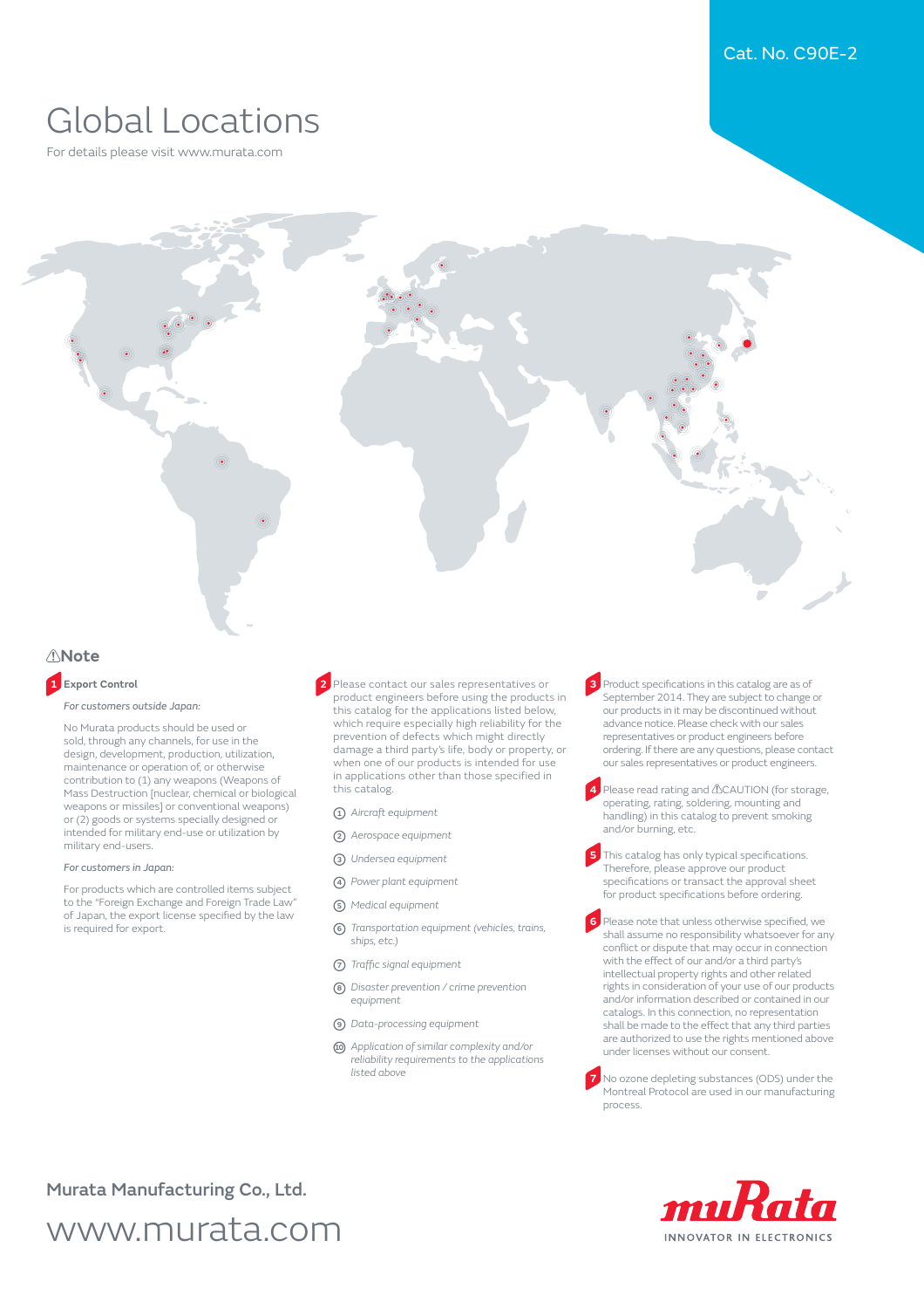Cat. No. C90E-2

# Global Locations

For details please visit www.murata.com

## ⚠Note

**1 Export Control**

*For customers outside Japan:*

No Murata products should be used or sold, through any channels, for use in the design, development, production, utilization, maintenance or operation of, or otherwise contribution to (1) any weapons (Weapons of Mass Destruction [nuclear, chemical or biological weapons or missiles] or conventional weapons) or (2) goods or systems specially designed or intended for military end-use or utilization by military end-users.

*For customers in Japan:*

For products which are controlled items subject to the "Foreign Exchange and Foreign Trade Law" of Japan, the export license specified by the law is required for export.

**2** Please contact our sales representatives or product engineers before using the products in this catalog for the applications listed below, which require especially high reliability for the prevention of defects which might directly damage a third party's life, body or property, or when one of our products is intended for use in applications other than those specified in this catalog.

1. *Aircraft equipment*
2. *Aerospace equipment*
3. *Undersea equipment*
4. *Power plant equipment*
5. *Medical equipment*
6. *Transportation equipment (vehicles, trains, ships, etc.)*
7. *Traffic signal equipment*
8. *Disaster prevention / crime prevention equipment*
9. *Data-processing equipment*
10. *Application of similar complexity and/or reliability requirements to the applications listed above*

**3** Product specifications in this catalog are as of September 2014. They are subject to change or our products in it may be discontinued without advance notice. Please check with our sales representatives or product engineers before ordering. If there are any questions, please contact our sales representatives or product engineers.

**4** Please read rating and ⚠CAUTION (for storage, operating, rating, soldering, mounting and handling) in this catalog to prevent smoking and/or burning, etc.

**5** This catalog has only typical specifications. Therefore, please approve our product specifications or transact the approval sheet for product specifications before ordering.

**6** Please note that unless otherwise specified, we shall assume no responsibility whatsoever for any conflict or dispute that may occur in connection with the effect of our and/or a third party's intellectual property rights and other related rights in consideration of your use of our products and/or information described or contained in our catalogs. In this connection, no representation shall be made to the effect that any third parties are authorized to use the rights mentioned above under licenses without our consent.

**7** No ozone depleting substances (ODS) under the Montreal Protocol are used in our manufacturing process.

**Murata Manufacturing Co., Ltd.**

www.murata.com

muRata
INNOVATOR IN ELECTRONICS